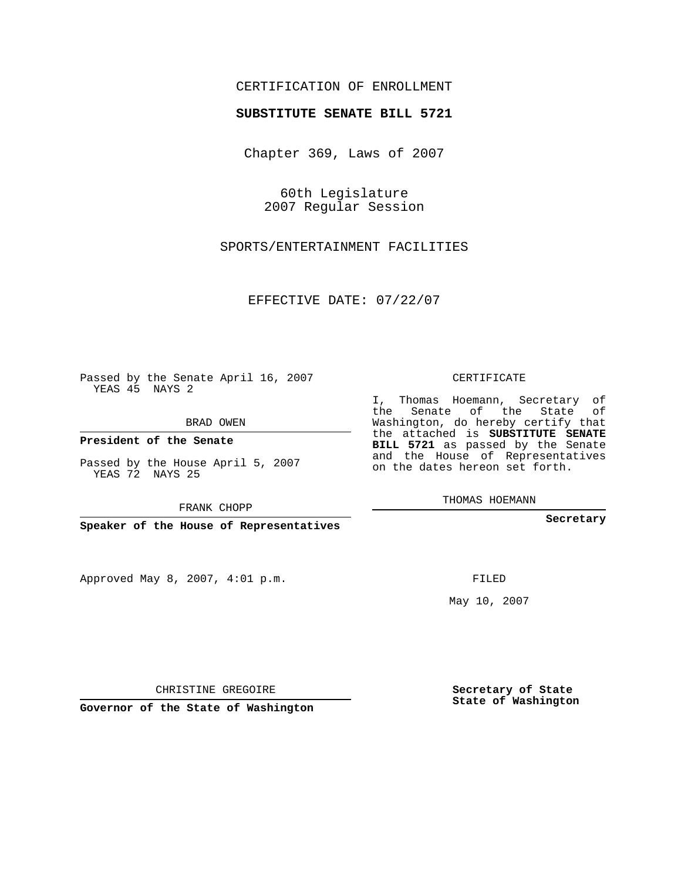CERTIFICATION OF ENROLLMENT

**SUBSTITUTE SENATE BILL 5721**

Chapter 369, Laws of 2007

60th Legislature
2007 Regular Session

SPORTS/ENTERTAINMENT FACILITIES

EFFECTIVE DATE: 07/22/07

Passed by the Senate April 16, 2007
YEAS 45 NAYS 2

BRAD OWEN

**President of the Senate**

Passed by the House April 5, 2007
YEAS 72 NAYS 25

FRANK CHOPP

**Speaker of the House of Representatives**

CERTIFICATE

I, Thomas Hoemann, Secretary of the Senate of the State of Washington, do hereby certify that the attached is **SUBSTITUTE SENATE BILL 5721** as passed by the Senate and the House of Representatives on the dates hereon set forth.

THOMAS HOEMANN

**Secretary**

Approved May 8, 2007, 4:01 p.m.

FILED

May 10, 2007

CHRISTINE GREGOIRE

**Governor of the State of Washington**

**Secretary of State**
**State of Washington**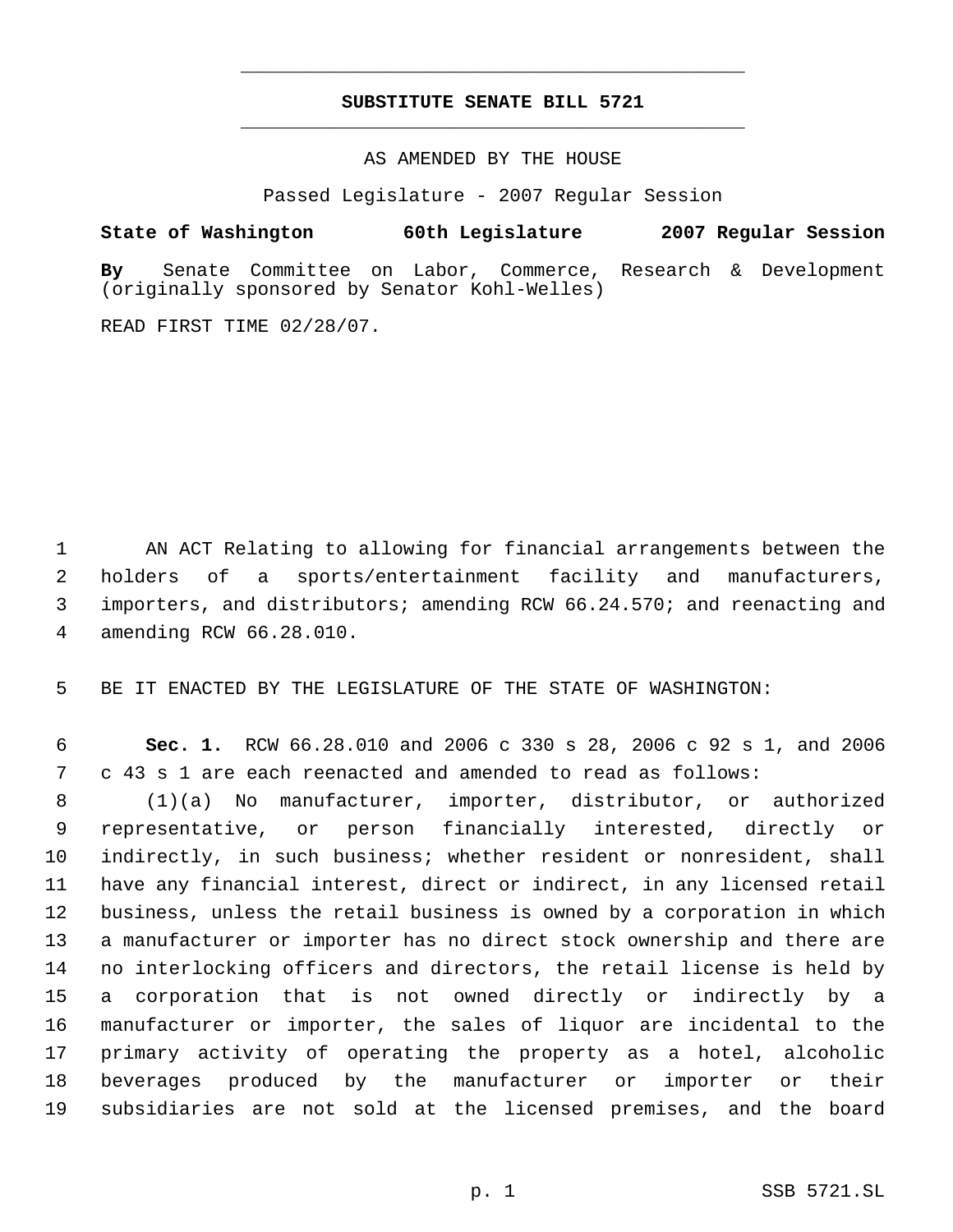# SUBSTITUTE SENATE BILL 5721

AS AMENDED BY THE HOUSE

Passed Legislature - 2007 Regular Session

**State of Washington 60th Legislature 2007 Regular Session**

**By** Senate Committee on Labor, Commerce, Research & Development (originally sponsored by Senator Kohl-Welles)

READ FIRST TIME 02/28/07.

AN ACT Relating to allowing for financial arrangements between the holders of a sports/entertainment facility and manufacturers, importers, and distributors; amending RCW 66.24.570; and reenacting and amending RCW 66.28.010.

BE IT ENACTED BY THE LEGISLATURE OF THE STATE OF WASHINGTON:

**Sec. 1.** RCW 66.28.010 and 2006 c 330 s 28, 2006 c 92 s 1, and 2006 c 43 s 1 are each reenacted and amended to read as follows:

(1)(a) No manufacturer, importer, distributor, or authorized representative, or person financially interested, directly or indirectly, in such business; whether resident or nonresident, shall have any financial interest, direct or indirect, in any licensed retail business, unless the retail business is owned by a corporation in which a manufacturer or importer has no direct stock ownership and there are no interlocking officers and directors, the retail license is held by a corporation that is not owned directly or indirectly by a manufacturer or importer, the sales of liquor are incidental to the primary activity of operating the property as a hotel, alcoholic beverages produced by the manufacturer or importer or their subsidiaries are not sold at the licensed premises, and the board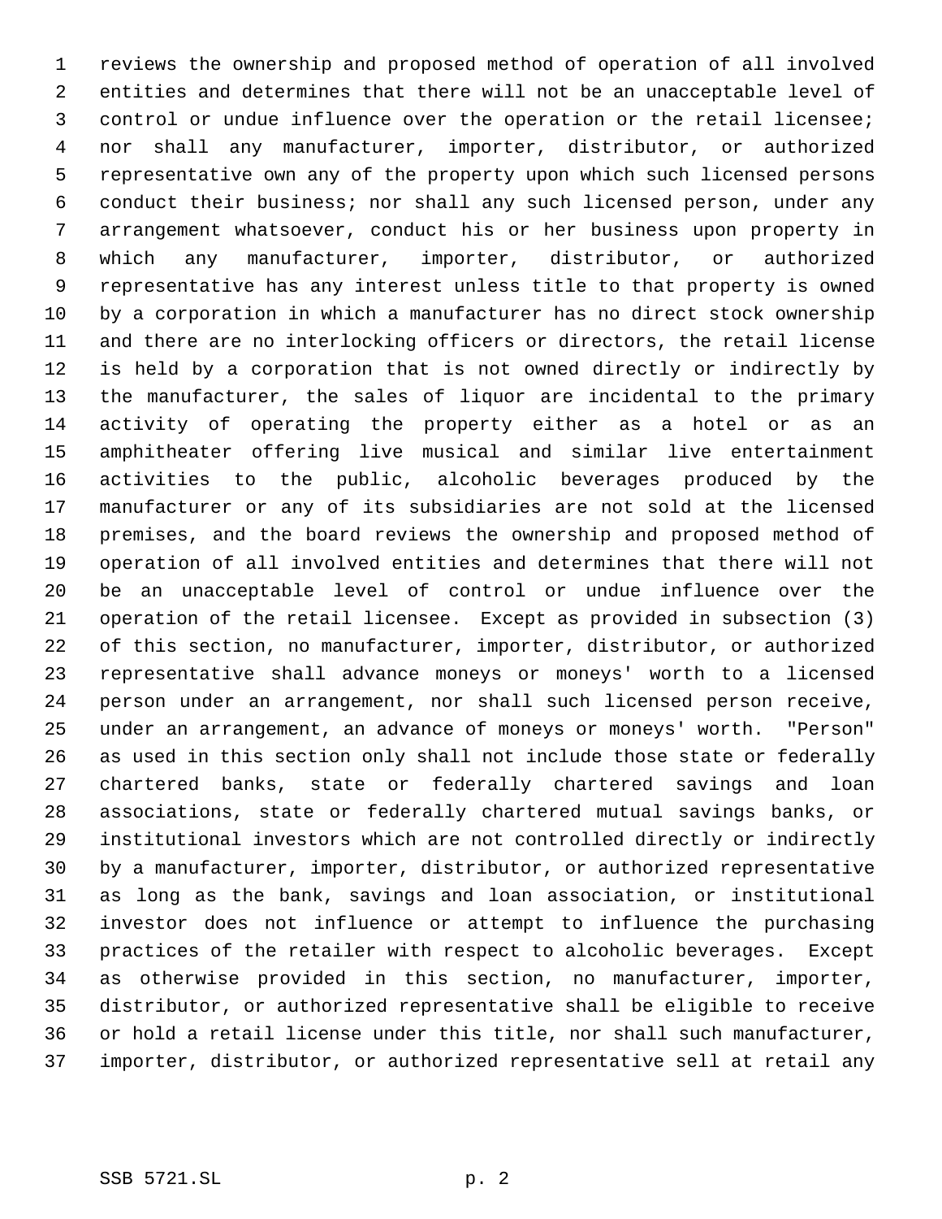reviews the ownership and proposed method of operation of all involved entities and determines that there will not be an unacceptable level of control or undue influence over the operation or the retail licensee; nor shall any manufacturer, importer, distributor, or authorized representative own any of the property upon which such licensed persons conduct their business; nor shall any such licensed person, under any arrangement whatsoever, conduct his or her business upon property in which any manufacturer, importer, distributor, or authorized representative has any interest unless title to that property is owned by a corporation in which a manufacturer has no direct stock ownership and there are no interlocking officers or directors, the retail license is held by a corporation that is not owned directly or indirectly by the manufacturer, the sales of liquor are incidental to the primary activity of operating the property either as a hotel or as an amphitheater offering live musical and similar live entertainment activities to the public, alcoholic beverages produced by the manufacturer or any of its subsidiaries are not sold at the licensed premises, and the board reviews the ownership and proposed method of operation of all involved entities and determines that there will not be an unacceptable level of control or undue influence over the operation of the retail licensee. Except as provided in subsection (3) of this section, no manufacturer, importer, distributor, or authorized representative shall advance moneys or moneys' worth to a licensed person under an arrangement, nor shall such licensed person receive, under an arrangement, an advance of moneys or moneys' worth. "Person" as used in this section only shall not include those state or federally chartered banks, state or federally chartered savings and loan associations, state or federally chartered mutual savings banks, or institutional investors which are not controlled directly or indirectly by a manufacturer, importer, distributor, or authorized representative as long as the bank, savings and loan association, or institutional investor does not influence or attempt to influence the purchasing practices of the retailer with respect to alcoholic beverages. Except as otherwise provided in this section, no manufacturer, importer, distributor, or authorized representative shall be eligible to receive or hold a retail license under this title, nor shall such manufacturer, importer, distributor, or authorized representative sell at retail any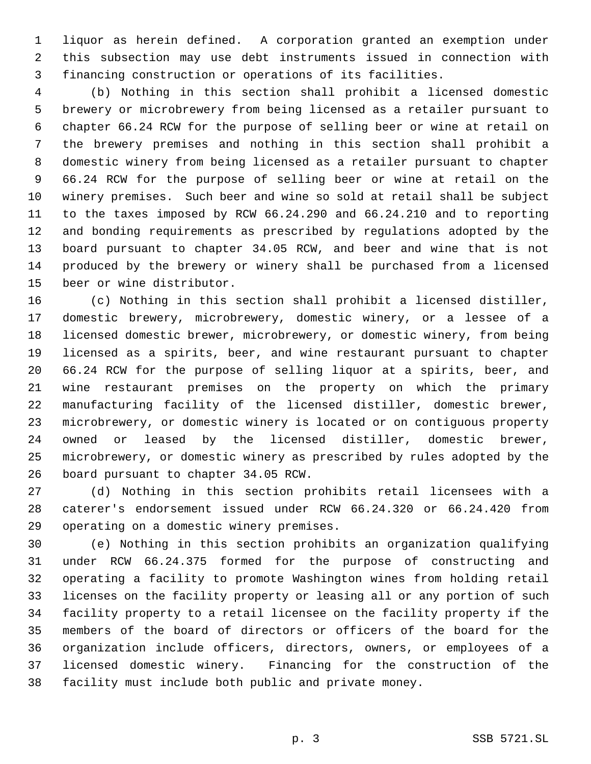liquor as herein defined. A corporation granted an exemption under this subsection may use debt instruments issued in connection with financing construction or operations of its facilities.

(b) Nothing in this section shall prohibit a licensed domestic brewery or microbrewery from being licensed as a retailer pursuant to chapter 66.24 RCW for the purpose of selling beer or wine at retail on the brewery premises and nothing in this section shall prohibit a domestic winery from being licensed as a retailer pursuant to chapter 66.24 RCW for the purpose of selling beer or wine at retail on the winery premises. Such beer and wine so sold at retail shall be subject to the taxes imposed by RCW 66.24.290 and 66.24.210 and to reporting and bonding requirements as prescribed by regulations adopted by the board pursuant to chapter 34.05 RCW, and beer and wine that is not produced by the brewery or winery shall be purchased from a licensed beer or wine distributor.

(c) Nothing in this section shall prohibit a licensed distiller, domestic brewery, microbrewery, domestic winery, or a lessee of a licensed domestic brewer, microbrewery, or domestic winery, from being licensed as a spirits, beer, and wine restaurant pursuant to chapter 66.24 RCW for the purpose of selling liquor at a spirits, beer, and wine restaurant premises on the property on which the primary manufacturing facility of the licensed distiller, domestic brewer, microbrewery, or domestic winery is located or on contiguous property owned or leased by the licensed distiller, domestic brewer, microbrewery, or domestic winery as prescribed by rules adopted by the board pursuant to chapter 34.05 RCW.

(d) Nothing in this section prohibits retail licensees with a caterer's endorsement issued under RCW 66.24.320 or 66.24.420 from operating on a domestic winery premises.

(e) Nothing in this section prohibits an organization qualifying under RCW 66.24.375 formed for the purpose of constructing and operating a facility to promote Washington wines from holding retail licenses on the facility property or leasing all or any portion of such facility property to a retail licensee on the facility property if the members of the board of directors or officers of the board for the organization include officers, directors, owners, or employees of a licensed domestic winery. Financing for the construction of the facility must include both public and private money.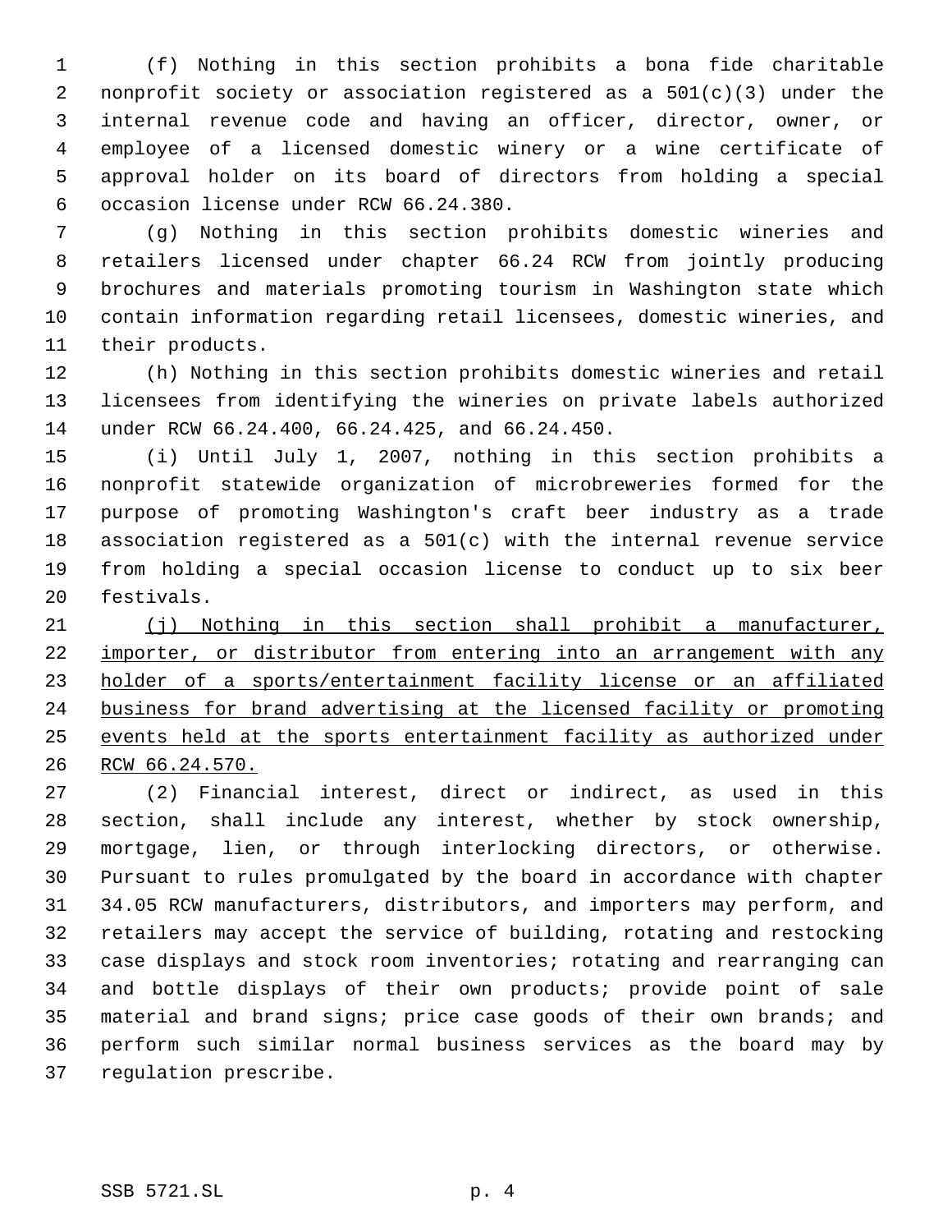(f) Nothing in this section prohibits a bona fide charitable nonprofit society or association registered as a 501(c)(3) under the internal revenue code and having an officer, director, owner, or employee of a licensed domestic winery or a wine certificate of approval holder on its board of directors from holding a special occasion license under RCW 66.24.380.

(g) Nothing in this section prohibits domestic wineries and retailers licensed under chapter 66.24 RCW from jointly producing brochures and materials promoting tourism in Washington state which contain information regarding retail licensees, domestic wineries, and their products.

(h) Nothing in this section prohibits domestic wineries and retail licensees from identifying the wineries on private labels authorized under RCW 66.24.400, 66.24.425, and 66.24.450.

(i) Until July 1, 2007, nothing in this section prohibits a nonprofit statewide organization of microbreweries formed for the purpose of promoting Washington's craft beer industry as a trade association registered as a 501(c) with the internal revenue service from holding a special occasion license to conduct up to six beer festivals.

<u>(j) Nothing in this section shall prohibit a manufacturer, importer, or distributor from entering into an arrangement with any holder of a sports/entertainment facility license or an affiliated business for brand advertising at the licensed facility or promoting events held at the sports entertainment facility as authorized under RCW 66.24.570.</u>

(2) Financial interest, direct or indirect, as used in this section, shall include any interest, whether by stock ownership, mortgage, lien, or through interlocking directors, or otherwise. Pursuant to rules promulgated by the board in accordance with chapter 34.05 RCW manufacturers, distributors, and importers may perform, and retailers may accept the service of building, rotating and restocking case displays and stock room inventories; rotating and rearranging can and bottle displays of their own products; provide point of sale material and brand signs; price case goods of their own brands; and perform such similar normal business services as the board may by regulation prescribe.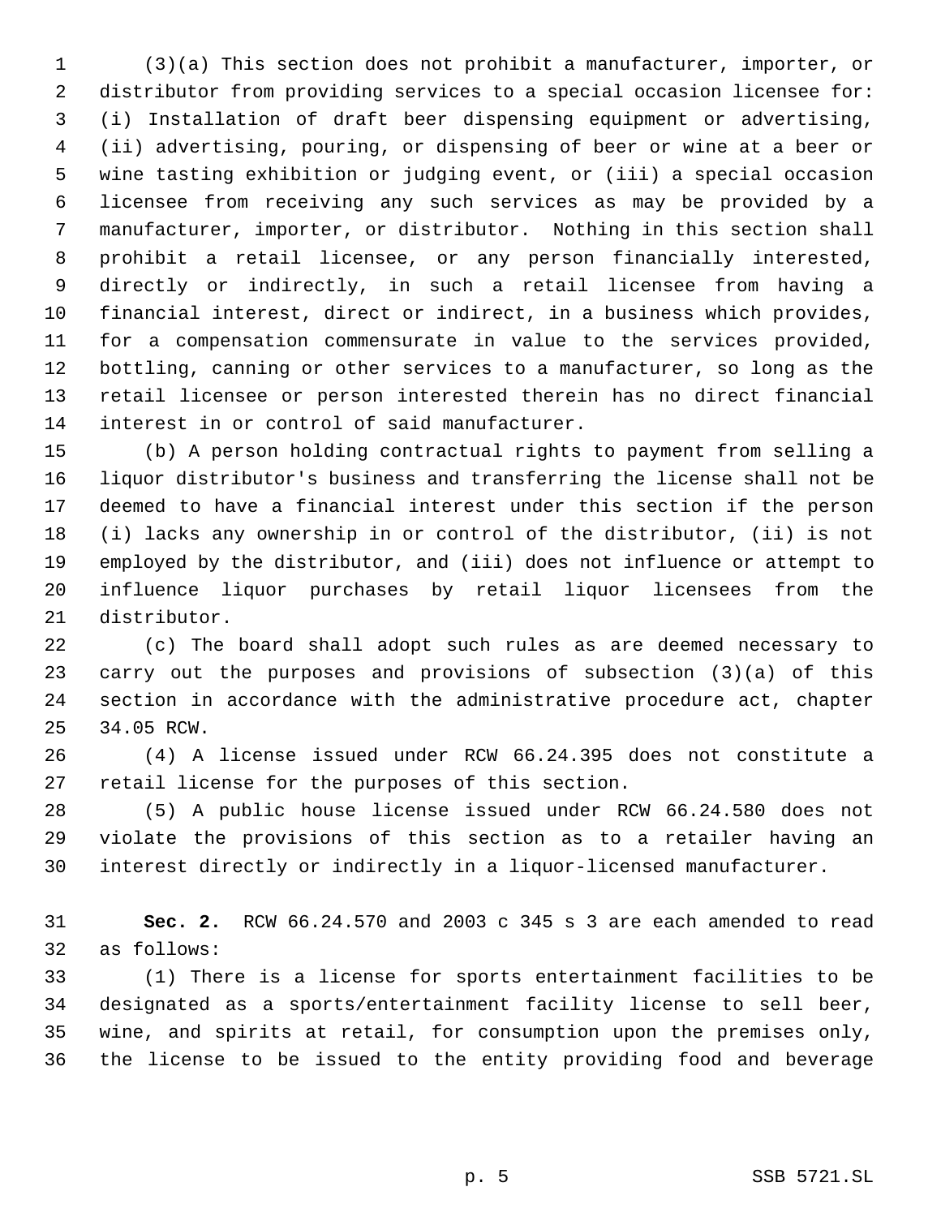(3)(a) This section does not prohibit a manufacturer, importer, or distributor from providing services to a special occasion licensee for: (i) Installation of draft beer dispensing equipment or advertising, (ii) advertising, pouring, or dispensing of beer or wine at a beer or wine tasting exhibition or judging event, or (iii) a special occasion licensee from receiving any such services as may be provided by a manufacturer, importer, or distributor. Nothing in this section shall prohibit a retail licensee, or any person financially interested, directly or indirectly, in such a retail licensee from having a financial interest, direct or indirect, in a business which provides, for a compensation commensurate in value to the services provided, bottling, canning or other services to a manufacturer, so long as the retail licensee or person interested therein has no direct financial interest in or control of said manufacturer.

(b) A person holding contractual rights to payment from selling a liquor distributor's business and transferring the license shall not be deemed to have a financial interest under this section if the person (i) lacks any ownership in or control of the distributor, (ii) is not employed by the distributor, and (iii) does not influence or attempt to influence liquor purchases by retail liquor licensees from the distributor.

(c) The board shall adopt such rules as are deemed necessary to carry out the purposes and provisions of subsection (3)(a) of this section in accordance with the administrative procedure act, chapter 34.05 RCW.

(4) A license issued under RCW 66.24.395 does not constitute a retail license for the purposes of this section.

(5) A public house license issued under RCW 66.24.580 does not violate the provisions of this section as to a retailer having an interest directly or indirectly in a liquor-licensed manufacturer.

**Sec. 2.** RCW 66.24.570 and 2003 c 345 s 3 are each amended to read as follows:

(1) There is a license for sports entertainment facilities to be designated as a sports/entertainment facility license to sell beer, wine, and spirits at retail, for consumption upon the premises only, the license to be issued to the entity providing food and beverage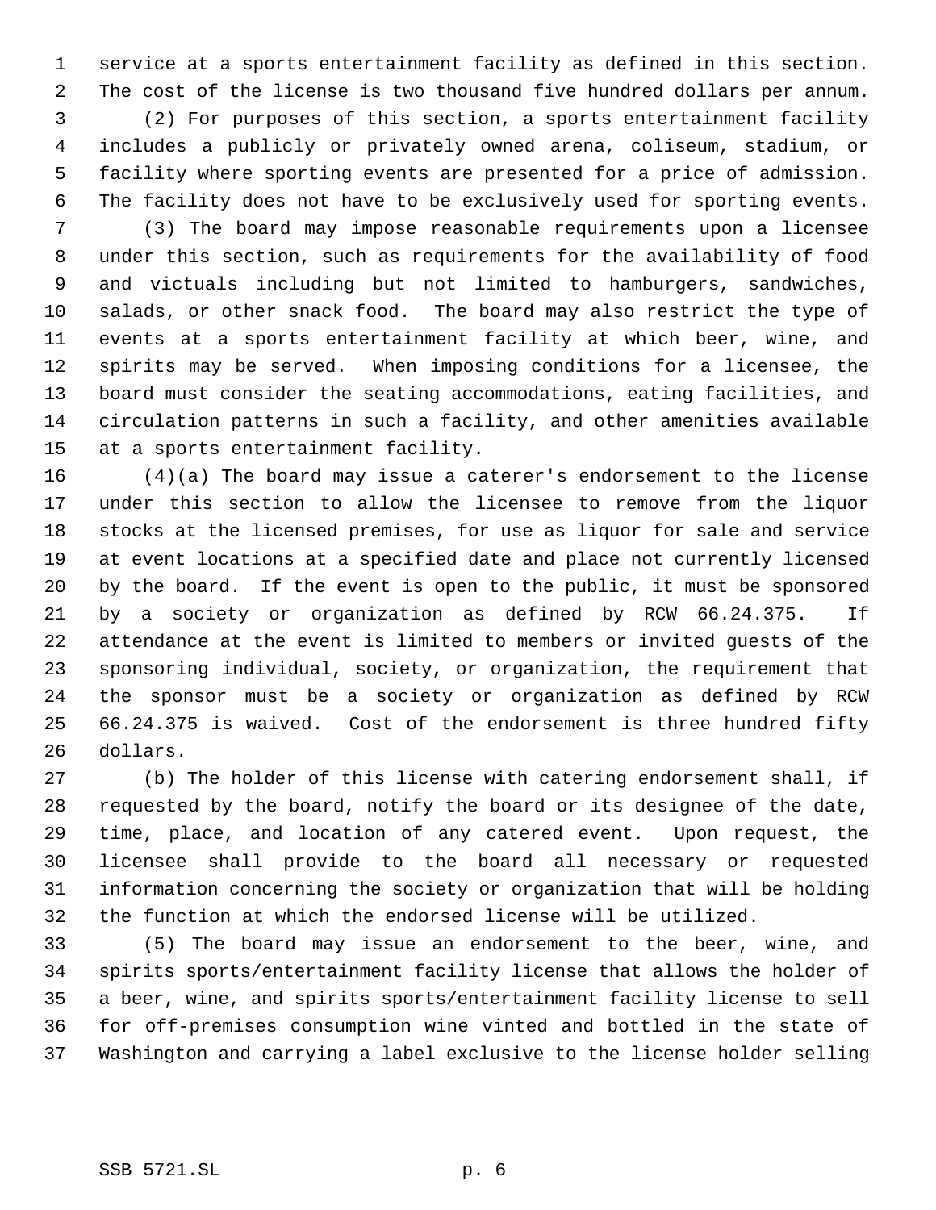service at a sports entertainment facility as defined in this section. The cost of the license is two thousand five hundred dollars per annum.

(2) For purposes of this section, a sports entertainment facility includes a publicly or privately owned arena, coliseum, stadium, or facility where sporting events are presented for a price of admission. The facility does not have to be exclusively used for sporting events.

(3) The board may impose reasonable requirements upon a licensee under this section, such as requirements for the availability of food and victuals including but not limited to hamburgers, sandwiches, salads, or other snack food. The board may also restrict the type of events at a sports entertainment facility at which beer, wine, and spirits may be served. When imposing conditions for a licensee, the board must consider the seating accommodations, eating facilities, and circulation patterns in such a facility, and other amenities available at a sports entertainment facility.

(4)(a) The board may issue a caterer's endorsement to the license under this section to allow the licensee to remove from the liquor stocks at the licensed premises, for use as liquor for sale and service at event locations at a specified date and place not currently licensed by the board. If the event is open to the public, it must be sponsored by a society or organization as defined by RCW 66.24.375. If attendance at the event is limited to members or invited guests of the sponsoring individual, society, or organization, the requirement that the sponsor must be a society or organization as defined by RCW 66.24.375 is waived. Cost of the endorsement is three hundred fifty dollars.

(b) The holder of this license with catering endorsement shall, if requested by the board, notify the board or its designee of the date, time, place, and location of any catered event. Upon request, the licensee shall provide to the board all necessary or requested information concerning the society or organization that will be holding the function at which the endorsed license will be utilized.

(5) The board may issue an endorsement to the beer, wine, and spirits sports/entertainment facility license that allows the holder of a beer, wine, and spirits sports/entertainment facility license to sell for off-premises consumption wine vinted and bottled in the state of Washington and carrying a label exclusive to the license holder selling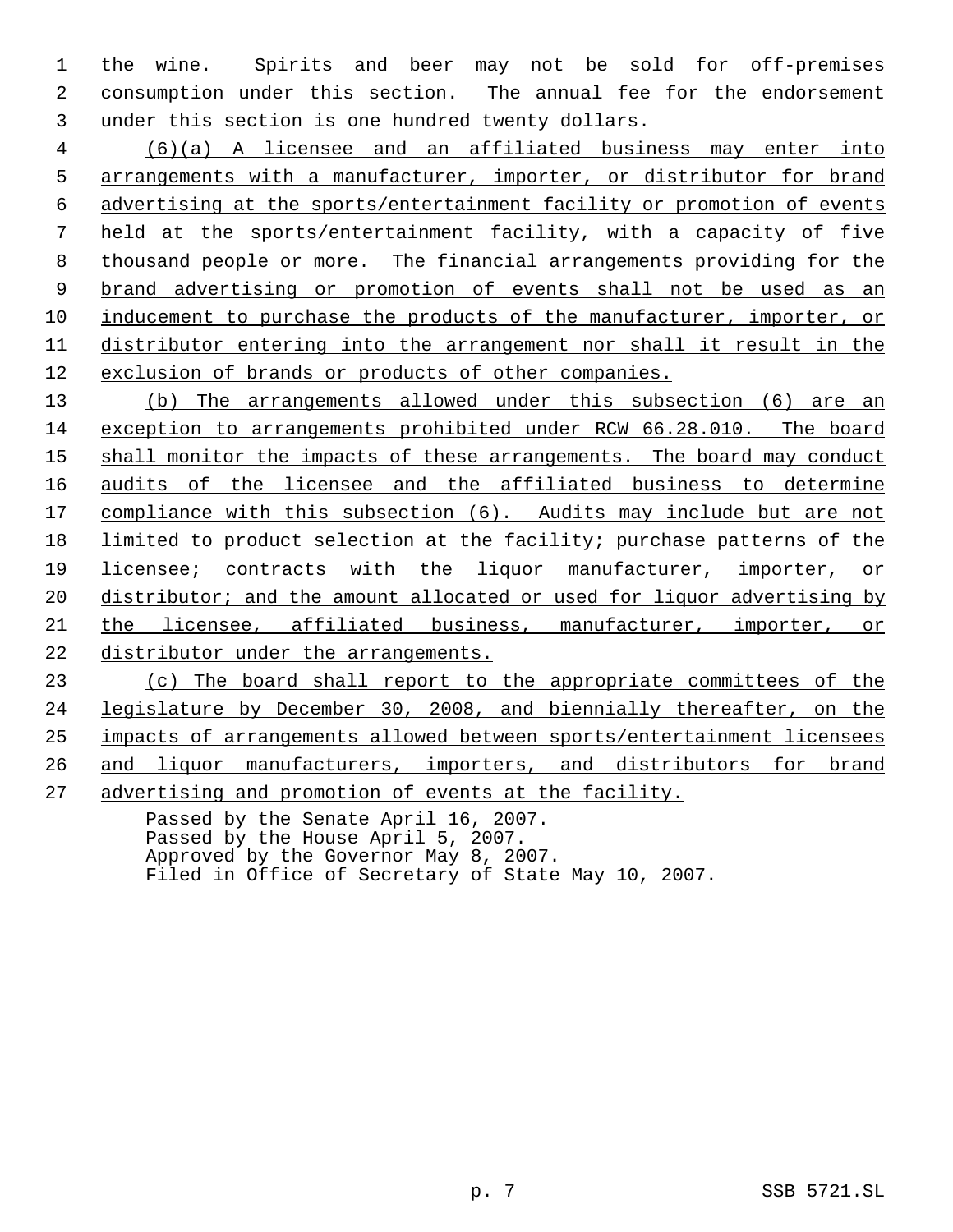the wine. Spirits and beer may not be sold for off-premises consumption under this section. The annual fee for the endorsement under this section is one hundred twenty dollars.

(6)(a) A licensee and an affiliated business may enter into arrangements with a manufacturer, importer, or distributor for brand advertising at the sports/entertainment facility or promotion of events held at the sports/entertainment facility, with a capacity of five thousand people or more. The financial arrangements providing for the brand advertising or promotion of events shall not be used as an inducement to purchase the products of the manufacturer, importer, or distributor entering into the arrangement nor shall it result in the exclusion of brands or products of other companies.

(b) The arrangements allowed under this subsection (6) are an exception to arrangements prohibited under RCW 66.28.010. The board shall monitor the impacts of these arrangements. The board may conduct audits of the licensee and the affiliated business to determine compliance with this subsection (6). Audits may include but are not limited to product selection at the facility; purchase patterns of the licensee; contracts with the liquor manufacturer, importer, or distributor; and the amount allocated or used for liquor advertising by the licensee, affiliated business, manufacturer, importer, or distributor under the arrangements.

(c) The board shall report to the appropriate committees of the legislature by December 30, 2008, and biennially thereafter, on the impacts of arrangements allowed between sports/entertainment licensees and liquor manufacturers, importers, and distributors for brand advertising and promotion of events at the facility.

Passed by the Senate April 16, 2007.
Passed by the House April 5, 2007.
Approved by the Governor May 8, 2007.
Filed in Office of Secretary of State May 10, 2007.